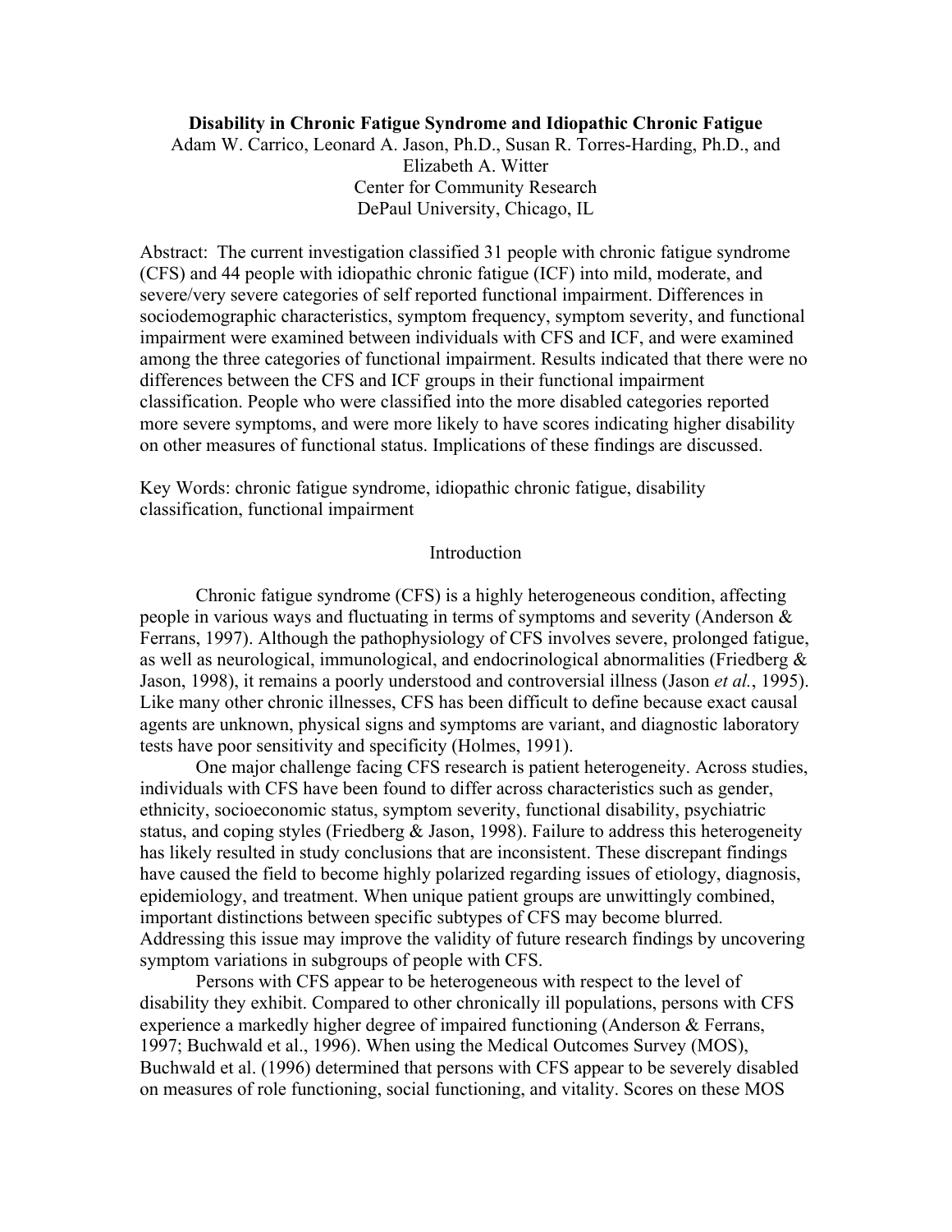**Disability in Chronic Fatigue Syndrome and Idiopathic Chronic Fatigue**

Adam W. Carrico, Leonard A. Jason, Ph.D., Susan R. Torres-Harding, Ph.D., and Elizabeth A. Witter

Center for Community Research

DePaul University, Chicago, IL

Abstract: The current investigation classified 31 people with chronic fatigue syndrome (CFS) and 44 people with idiopathic chronic fatigue (ICF) into mild, moderate, and severe/very severe categories of self reported functional impairment. Differences in sociodemographic characteristics, symptom frequency, symptom severity, and functional impairment were examined between individuals with CFS and ICF, and were examined among the three categories of functional impairment. Results indicated that there were no differences between the CFS and ICF groups in their functional impairment classification. People who were classified into the more disabled categories reported more severe symptoms, and were more likely to have scores indicating higher disability on other measures of functional status. Implications of these findings are discussed.

Key Words: chronic fatigue syndrome, idiopathic chronic fatigue, disability classification, functional impairment

## Introduction

Chronic fatigue syndrome (CFS) is a highly heterogeneous condition, affecting people in various ways and fluctuating in terms of symptoms and severity (Anderson & Ferrans, 1997). Although the pathophysiology of CFS involves severe, prolonged fatigue, as well as neurological, immunological, and endocrinological abnormalities (Friedberg & Jason, 1998), it remains a poorly understood and controversial illness (Jason *et al.*, 1995). Like many other chronic illnesses, CFS has been difficult to define because exact causal agents are unknown, physical signs and symptoms are variant, and diagnostic laboratory tests have poor sensitivity and specificity (Holmes, 1991).

One major challenge facing CFS research is patient heterogeneity. Across studies, individuals with CFS have been found to differ across characteristics such as gender, ethnicity, socioeconomic status, symptom severity, functional disability, psychiatric status, and coping styles (Friedberg & Jason, 1998). Failure to address this heterogeneity has likely resulted in study conclusions that are inconsistent. These discrepant findings have caused the field to become highly polarized regarding issues of etiology, diagnosis, epidemiology, and treatment. When unique patient groups are unwittingly combined, important distinctions between specific subtypes of CFS may become blurred. Addressing this issue may improve the validity of future research findings by uncovering symptom variations in subgroups of people with CFS.

Persons with CFS appear to be heterogeneous with respect to the level of disability they exhibit. Compared to other chronically ill populations, persons with CFS experience a markedly higher degree of impaired functioning (Anderson & Ferrans, 1997; Buchwald et al., 1996). When using the Medical Outcomes Survey (MOS), Buchwald et al. (1996) determined that persons with CFS appear to be severely disabled on measures of role functioning, social functioning, and vitality. Scores on these MOS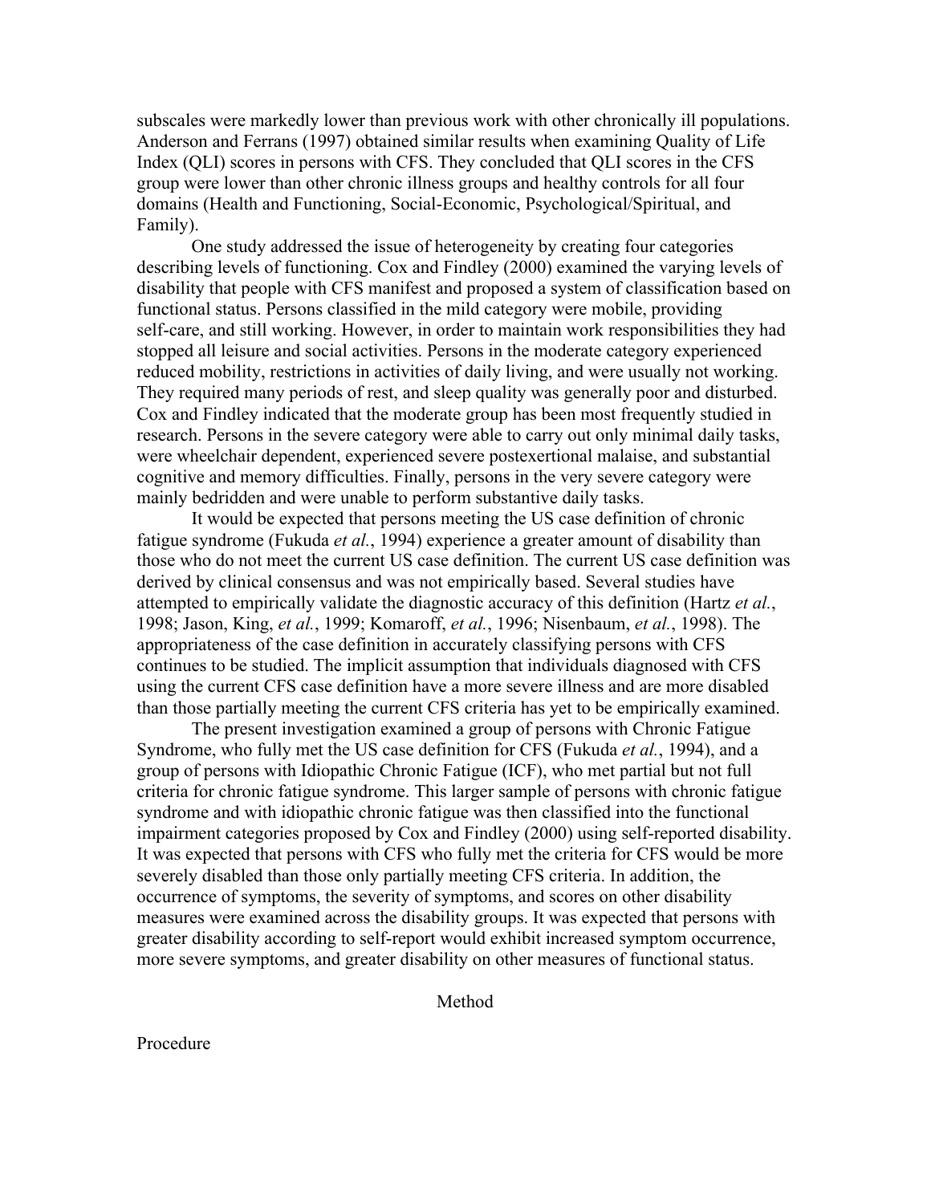subscales were markedly lower than previous work with other chronically ill populations. Anderson and Ferrans (1997) obtained similar results when examining Quality of Life Index (QLI) scores in persons with CFS. They concluded that QLI scores in the CFS group were lower than other chronic illness groups and healthy controls for all four domains (Health and Functioning, Social-Economic, Psychological/Spiritual, and Family).

One study addressed the issue of heterogeneity by creating four categories describing levels of functioning. Cox and Findley (2000) examined the varying levels of disability that people with CFS manifest and proposed a system of classification based on functional status. Persons classified in the mild category were mobile, providing self-care, and still working. However, in order to maintain work responsibilities they had stopped all leisure and social activities. Persons in the moderate category experienced reduced mobility, restrictions in activities of daily living, and were usually not working. They required many periods of rest, and sleep quality was generally poor and disturbed. Cox and Findley indicated that the moderate group has been most frequently studied in research. Persons in the severe category were able to carry out only minimal daily tasks, were wheelchair dependent, experienced severe postexertional malaise, and substantial cognitive and memory difficulties. Finally, persons in the very severe category were mainly bedridden and were unable to perform substantive daily tasks.

It would be expected that persons meeting the US case definition of chronic fatigue syndrome (Fukuda *et al.*, 1994) experience a greater amount of disability than those who do not meet the current US case definition. The current US case definition was derived by clinical consensus and was not empirically based. Several studies have attempted to empirically validate the diagnostic accuracy of this definition (Hartz *et al.*, 1998; Jason, King, *et al.*, 1999; Komaroff, *et al.*, 1996; Nisenbaum, *et al.*, 1998). The appropriateness of the case definition in accurately classifying persons with CFS continues to be studied. The implicit assumption that individuals diagnosed with CFS using the current CFS case definition have a more severe illness and are more disabled than those partially meeting the current CFS criteria has yet to be empirically examined.

The present investigation examined a group of persons with Chronic Fatigue Syndrome, who fully met the US case definition for CFS (Fukuda *et al.*, 1994), and a group of persons with Idiopathic Chronic Fatigue (ICF), who met partial but not full criteria for chronic fatigue syndrome. This larger sample of persons with chronic fatigue syndrome and with idiopathic chronic fatigue was then classified into the functional impairment categories proposed by Cox and Findley (2000) using self-reported disability. It was expected that persons with CFS who fully met the criteria for CFS would be more severely disabled than those only partially meeting CFS criteria. In addition, the occurrence of symptoms, the severity of symptoms, and scores on other disability measures were examined across the disability groups. It was expected that persons with greater disability according to self-report would exhibit increased symptom occurrence, more severe symptoms, and greater disability on other measures of functional status.

## Method

### Procedure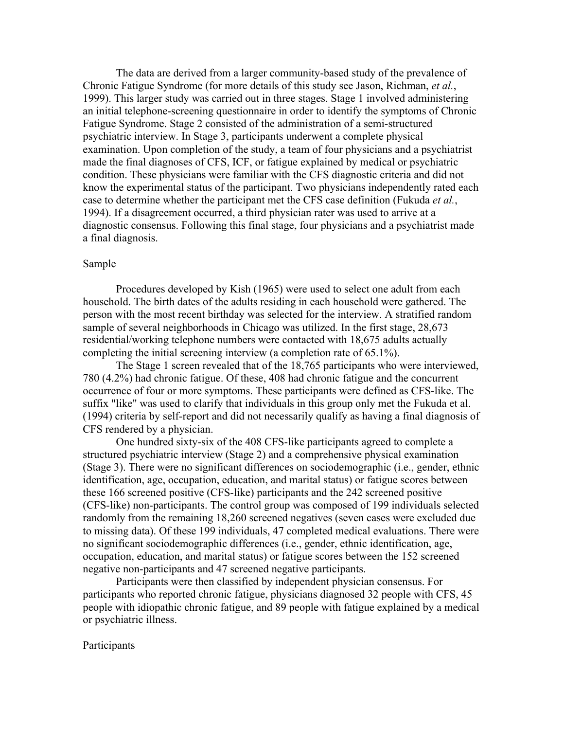The data are derived from a larger community-based study of the prevalence of Chronic Fatigue Syndrome (for more details of this study see Jason, Richman, *et al.*, 1999). This larger study was carried out in three stages. Stage 1 involved administering an initial telephone-screening questionnaire in order to identify the symptoms of Chronic Fatigue Syndrome. Stage 2 consisted of the administration of a semi-structured psychiatric interview. In Stage 3, participants underwent a complete physical examination. Upon completion of the study, a team of four physicians and a psychiatrist made the final diagnoses of CFS, ICF, or fatigue explained by medical or psychiatric condition. These physicians were familiar with the CFS diagnostic criteria and did not know the experimental status of the participant. Two physicians independently rated each case to determine whether the participant met the CFS case definition (Fukuda *et al.*, 1994). If a disagreement occurred, a third physician rater was used to arrive at a diagnostic consensus. Following this final stage, four physicians and a psychiatrist made a final diagnosis.

## Sample

Procedures developed by Kish (1965) were used to select one adult from each household. The birth dates of the adults residing in each household were gathered. The person with the most recent birthday was selected for the interview. A stratified random sample of several neighborhoods in Chicago was utilized. In the first stage, 28,673 residential/working telephone numbers were contacted with 18,675 adults actually completing the initial screening interview (a completion rate of 65.1%).

The Stage 1 screen revealed that of the 18,765 participants who were interviewed, 780 (4.2%) had chronic fatigue. Of these, 408 had chronic fatigue and the concurrent occurrence of four or more symptoms. These participants were defined as CFS-like. The suffix "like" was used to clarify that individuals in this group only met the Fukuda et al. (1994) criteria by self-report and did not necessarily qualify as having a final diagnosis of CFS rendered by a physician.

One hundred sixty-six of the 408 CFS-like participants agreed to complete a structured psychiatric interview (Stage 2) and a comprehensive physical examination (Stage 3). There were no significant differences on sociodemographic (i.e., gender, ethnic identification, age, occupation, education, and marital status) or fatigue scores between these 166 screened positive (CFS-like) participants and the 242 screened positive (CFS-like) non-participants. The control group was composed of 199 individuals selected randomly from the remaining 18,260 screened negatives (seven cases were excluded due to missing data). Of these 199 individuals, 47 completed medical evaluations. There were no significant sociodemographic differences (i.e., gender, ethnic identification, age, occupation, education, and marital status) or fatigue scores between the 152 screened negative non-participants and 47 screened negative participants.

Participants were then classified by independent physician consensus. For participants who reported chronic fatigue, physicians diagnosed 32 people with CFS, 45 people with idiopathic chronic fatigue, and 89 people with fatigue explained by a medical or psychiatric illness.

## Participants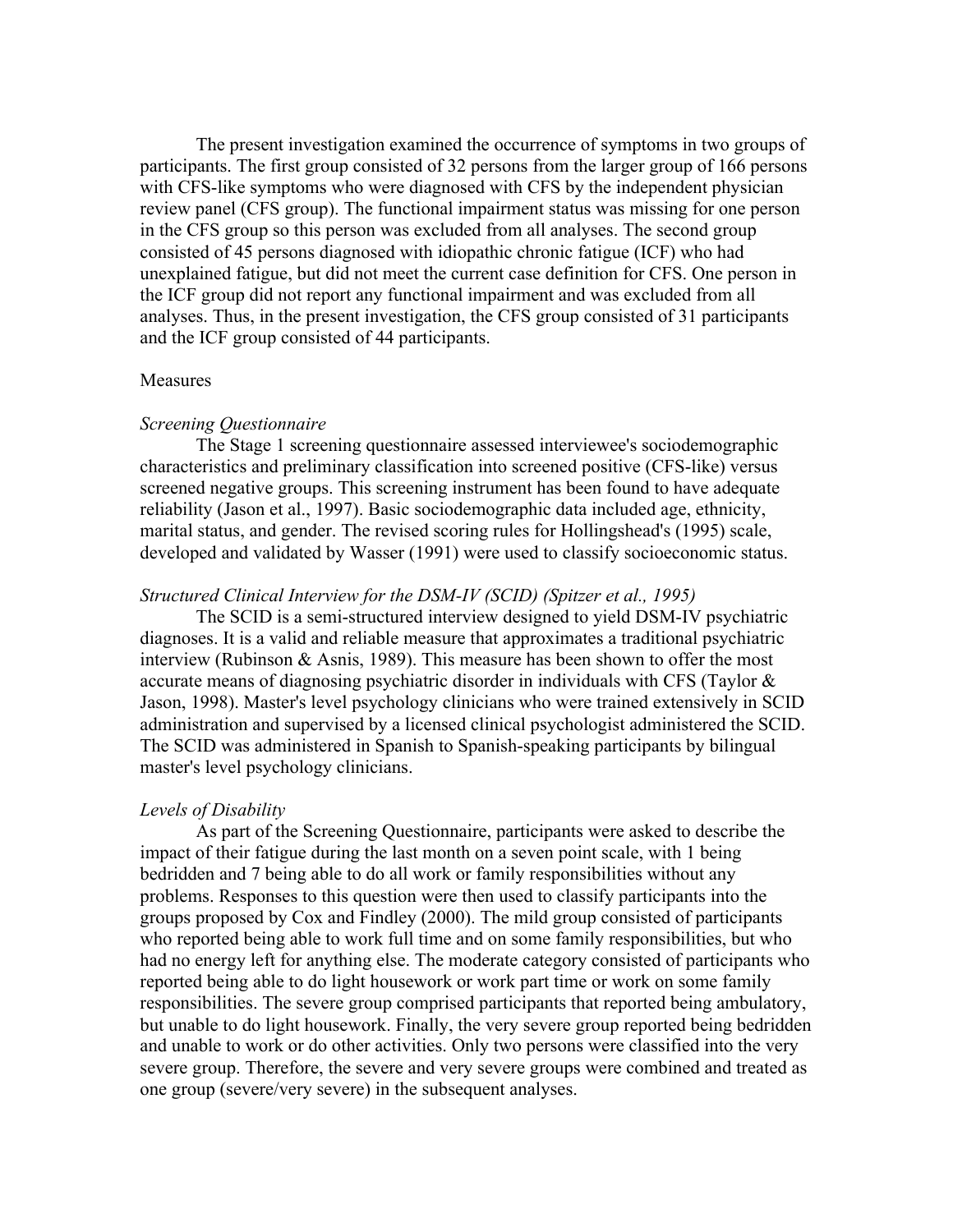The present investigation examined the occurrence of symptoms in two groups of participants. The first group consisted of 32 persons from the larger group of 166 persons with CFS-like symptoms who were diagnosed with CFS by the independent physician review panel (CFS group). The functional impairment status was missing for one person in the CFS group so this person was excluded from all analyses. The second group consisted of 45 persons diagnosed with idiopathic chronic fatigue (ICF) who had unexplained fatigue, but did not meet the current case definition for CFS. One person in the ICF group did not report any functional impairment and was excluded from all analyses. Thus, in the present investigation, the CFS group consisted of 31 participants and the ICF group consisted of 44 participants.

## Measures

### *Screening Questionnaire*

The Stage 1 screening questionnaire assessed interviewee's sociodemographic characteristics and preliminary classification into screened positive (CFS-like) versus screened negative groups. This screening instrument has been found to have adequate reliability (Jason et al., 1997). Basic sociodemographic data included age, ethnicity, marital status, and gender. The revised scoring rules for Hollingshead's (1995) scale, developed and validated by Wasser (1991) were used to classify socioeconomic status.

### *Structured Clinical Interview for the DSM-IV (SCID) (Spitzer et al., 1995)*

The SCID is a semi-structured interview designed to yield DSM-IV psychiatric diagnoses. It is a valid and reliable measure that approximates a traditional psychiatric interview (Rubinson & Asnis, 1989). This measure has been shown to offer the most accurate means of diagnosing psychiatric disorder in individuals with CFS (Taylor & Jason, 1998). Master's level psychology clinicians who were trained extensively in SCID administration and supervised by a licensed clinical psychologist administered the SCID. The SCID was administered in Spanish to Spanish-speaking participants by bilingual master's level psychology clinicians.

### *Levels of Disability*

As part of the Screening Questionnaire, participants were asked to describe the impact of their fatigue during the last month on a seven point scale, with 1 being bedridden and 7 being able to do all work or family responsibilities without any problems. Responses to this question were then used to classify participants into the groups proposed by Cox and Findley (2000). The mild group consisted of participants who reported being able to work full time and on some family responsibilities, but who had no energy left for anything else. The moderate category consisted of participants who reported being able to do light housework or work part time or work on some family responsibilities. The severe group comprised participants that reported being ambulatory, but unable to do light housework. Finally, the very severe group reported being bedridden and unable to work or do other activities. Only two persons were classified into the very severe group. Therefore, the severe and very severe groups were combined and treated as one group (severe/very severe) in the subsequent analyses.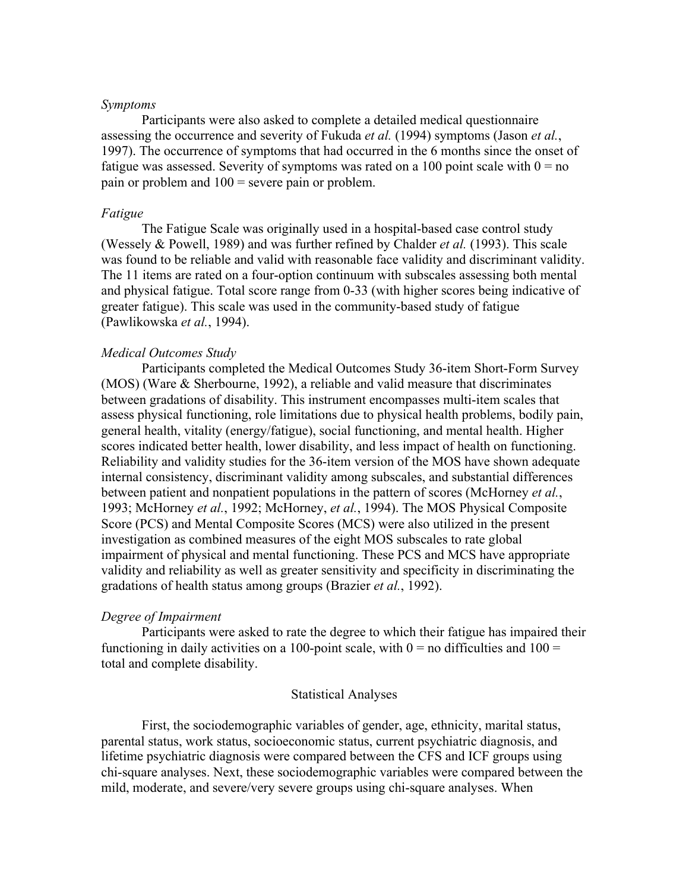*Symptoms*

Participants were also asked to complete a detailed medical questionnaire assessing the occurrence and severity of Fukuda *et al.* (1994) symptoms (Jason *et al.*, 1997). The occurrence of symptoms that had occurred in the 6 months since the onset of fatigue was assessed. Severity of symptoms was rated on a 100 point scale with 0 = no pain or problem and 100 = severe pain or problem.

*Fatigue*

The Fatigue Scale was originally used in a hospital-based case control study (Wessely & Powell, 1989) and was further refined by Chalder *et al.* (1993). This scale was found to be reliable and valid with reasonable face validity and discriminant validity. The 11 items are rated on a four-option continuum with subscales assessing both mental and physical fatigue. Total score range from 0-33 (with higher scores being indicative of greater fatigue). This scale was used in the community-based study of fatigue (Pawlikowska *et al.*, 1994).

*Medical Outcomes Study*

Participants completed the Medical Outcomes Study 36-item Short-Form Survey (MOS) (Ware & Sherbourne, 1992), a reliable and valid measure that discriminates between gradations of disability. This instrument encompasses multi-item scales that assess physical functioning, role limitations due to physical health problems, bodily pain, general health, vitality (energy/fatigue), social functioning, and mental health. Higher scores indicated better health, lower disability, and less impact of health on functioning. Reliability and validity studies for the 36-item version of the MOS have shown adequate internal consistency, discriminant validity among subscales, and substantial differences between patient and nonpatient populations in the pattern of scores (McHorney *et al.*, 1993; McHorney *et al.*, 1992; McHorney, *et al.*, 1994). The MOS Physical Composite Score (PCS) and Mental Composite Scores (MCS) were also utilized in the present investigation as combined measures of the eight MOS subscales to rate global impairment of physical and mental functioning. These PCS and MCS have appropriate validity and reliability as well as greater sensitivity and specificity in discriminating the gradations of health status among groups (Brazier *et al.*, 1992).

*Degree of Impairment*

Participants were asked to rate the degree to which their fatigue has impaired their functioning in daily activities on a 100-point scale, with 0 = no difficulties and 100 = total and complete disability.

## Statistical Analyses

First, the sociodemographic variables of gender, age, ethnicity, marital status, parental status, work status, socioeconomic status, current psychiatric diagnosis, and lifetime psychiatric diagnosis were compared between the CFS and ICF groups using chi-square analyses. Next, these sociodemographic variables were compared between the mild, moderate, and severe/very severe groups using chi-square analyses. When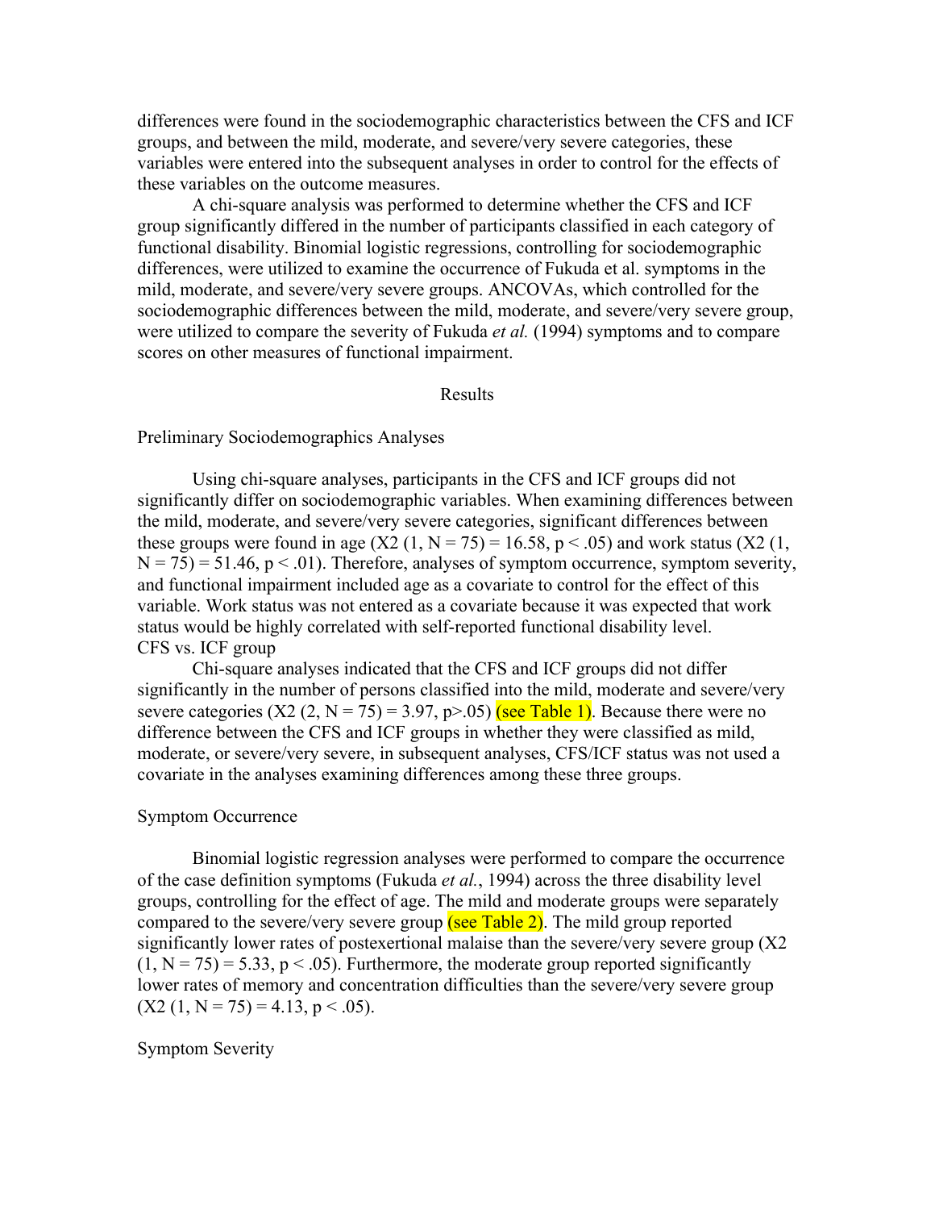differences were found in the sociodemographic characteristics between the CFS and ICF groups, and between the mild, moderate, and severe/very severe categories, these variables were entered into the subsequent analyses in order to control for the effects of these variables on the outcome measures.

A chi-square analysis was performed to determine whether the CFS and ICF group significantly differed in the number of participants classified in each category of functional disability. Binomial logistic regressions, controlling for sociodemographic differences, were utilized to examine the occurrence of Fukuda et al. symptoms in the mild, moderate, and severe/very severe groups. ANCOVAs, which controlled for the sociodemographic differences between the mild, moderate, and severe/very severe group, were utilized to compare the severity of Fukuda *et al.* (1994) symptoms and to compare scores on other measures of functional impairment.

## Results

### Preliminary Sociodemographics Analyses

Using chi-square analyses, participants in the CFS and ICF groups did not significantly differ on sociodemographic variables. When examining differences between the mild, moderate, and severe/very severe categories, significant differences between these groups were found in age ($X2$ $(1, N = 75) = 16.58$, $p < .05$) and work status ($X2$ $(1, N = 75) = 51.46$, $p < .01$). Therefore, analyses of symptom occurrence, symptom severity, and functional impairment included age as a covariate to control for the effect of this variable. Work status was not entered as a covariate because it was expected that work status would be highly correlated with self-reported functional disability level.

### CFS vs. ICF group

Chi-square analyses indicated that the CFS and ICF groups did not differ significantly in the number of persons classified into the mild, moderate and severe/very severe categories ($X2$ $(2, N = 75) = 3.97$, $p>.05$) (see Table 1). Because there were no difference between the CFS and ICF groups in whether they were classified as mild, moderate, or severe/very severe, in subsequent analyses, CFS/ICF status was not used a covariate in the analyses examining differences among these three groups.

### Symptom Occurrence

Binomial logistic regression analyses were performed to compare the occurrence of the case definition symptoms (Fukuda *et al.*, 1994) across the three disability level groups, controlling for the effect of age. The mild and moderate groups were separately compared to the severe/very severe group (see Table 2). The mild group reported significantly lower rates of postexertional malaise than the severe/very severe group ($X2$ $(1, N = 75) = 5.33$, $p < .05$). Furthermore, the moderate group reported significantly lower rates of memory and concentration difficulties than the severe/very severe group ($X2$ $(1, N = 75) = 4.13$, $p < .05$).

### Symptom Severity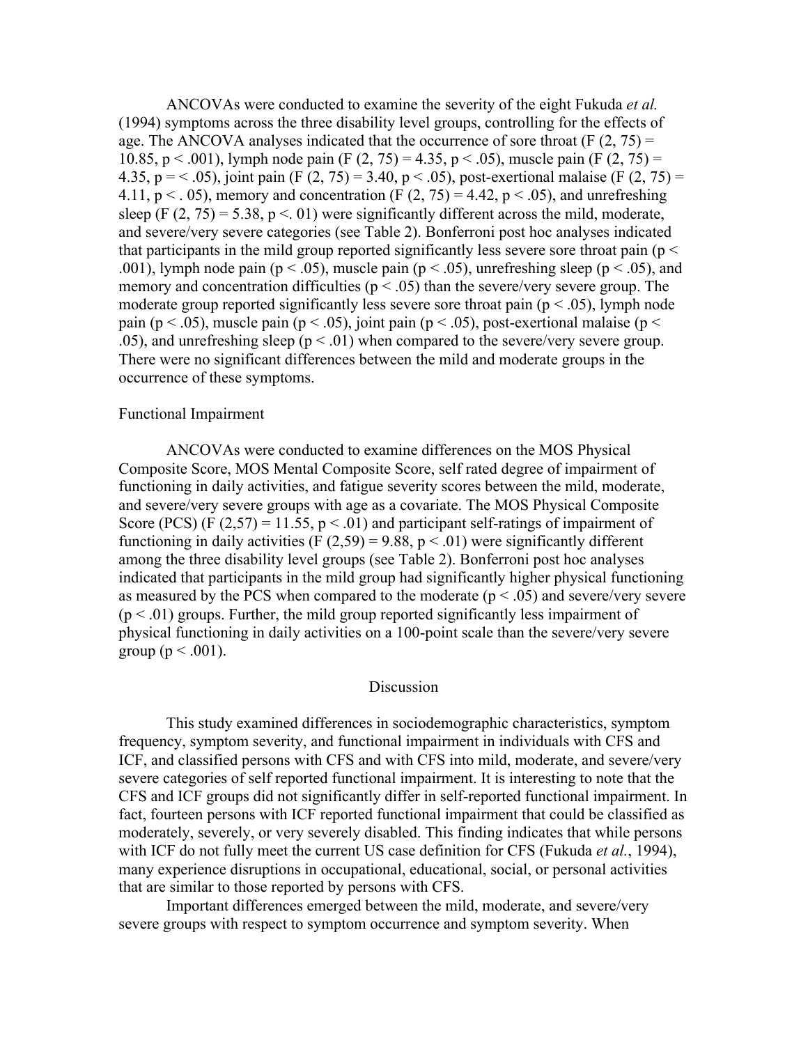ANCOVAs were conducted to examine the severity of the eight Fukuda *et al.* (1994) symptoms across the three disability level groups, controlling for the effects of age. The ANCOVA analyses indicated that the occurrence of sore throat ($F(2, 75) = 10.85$, $p < .001$), lymph node pain ($F(2, 75) = 4.35$, $p < .05$), muscle pain ($F(2, 75) = 4.35$, $p = < .05$), joint pain ($F(2, 75) = 3.40$, $p < .05$), post-exertional malaise ($F(2, 75) = 4.11$, $p < .05$), memory and concentration ($F(2, 75) = 4.42$, $p < .05$), and unrefreshing sleep ($F(2, 75) = 5.38$, $p < .01$) were significantly different across the mild, moderate, and severe/very severe categories (see Table 2). Bonferroni post hoc analyses indicated that participants in the mild group reported significantly less severe sore throat pain ($p < .001$), lymph node pain ($p < .05$), muscle pain ($p < .05$), unrefreshing sleep ($p < .05$), and memory and concentration difficulties ($p < .05$) than the severe/very severe group. The moderate group reported significantly less severe sore throat pain ($p < .05$), lymph node pain ($p < .05$), muscle pain ($p < .05$), joint pain ($p < .05$), post-exertional malaise ($p < .05$), and unrefreshing sleep ($p < .01$) when compared to the severe/very severe group. There were no significant differences between the mild and moderate groups in the occurrence of these symptoms.

Functional Impairment

ANCOVAs were conducted to examine differences on the MOS Physical Composite Score, MOS Mental Composite Score, self rated degree of impairment of functioning in daily activities, and fatigue severity scores between the mild, moderate, and severe/very severe groups with age as a covariate. The MOS Physical Composite Score (PCS) ($F(2,57) = 11.55$, $p < .01$) and participant self-ratings of impairment of functioning in daily activities ($F(2,59) = 9.88$, $p < .01$) were significantly different among the three disability level groups (see Table 2). Bonferroni post hoc analyses indicated that participants in the mild group had significantly higher physical functioning as measured by the PCS when compared to the moderate ($p < .05$) and severe/very severe ($p < .01$) groups. Further, the mild group reported significantly less impairment of physical functioning in daily activities on a 100-point scale than the severe/very severe group ($p < .001$).

## Discussion

This study examined differences in sociodemographic characteristics, symptom frequency, symptom severity, and functional impairment in individuals with CFS and ICF, and classified persons with CFS and with CFS into mild, moderate, and severe/very severe categories of self reported functional impairment. It is interesting to note that the CFS and ICF groups did not significantly differ in self-reported functional impairment. In fact, fourteen persons with ICF reported functional impairment that could be classified as moderately, severely, or very severely disabled. This finding indicates that while persons with ICF do not fully meet the current US case definition for CFS (Fukuda *et al.*, 1994), many experience disruptions in occupational, educational, social, or personal activities that are similar to those reported by persons with CFS.

Important differences emerged between the mild, moderate, and severe/very severe groups with respect to symptom occurrence and symptom severity. When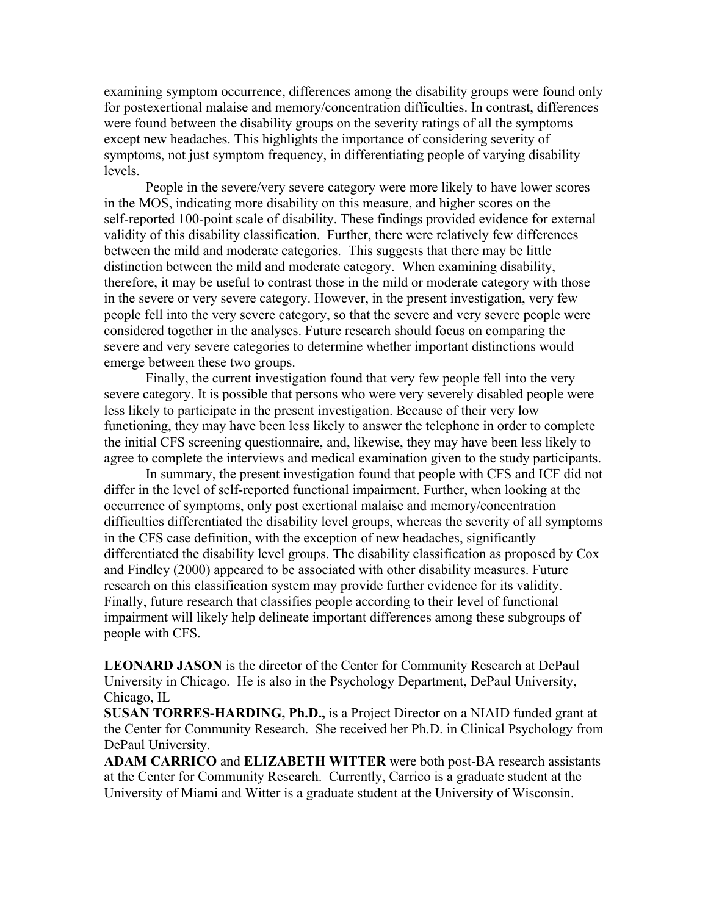examining symptom occurrence, differences among the disability groups were found only for postexertional malaise and memory/concentration difficulties. In contrast, differences were found between the disability groups on the severity ratings of all the symptoms except new headaches. This highlights the importance of considering severity of symptoms, not just symptom frequency, in differentiating people of varying disability levels.

People in the severe/very severe category were more likely to have lower scores in the MOS, indicating more disability on this measure, and higher scores on the self-reported 100-point scale of disability. These findings provided evidence for external validity of this disability classification. Further, there were relatively few differences between the mild and moderate categories. This suggests that there may be little distinction between the mild and moderate category. When examining disability, therefore, it may be useful to contrast those in the mild or moderate category with those in the severe or very severe category. However, in the present investigation, very few people fell into the very severe category, so that the severe and very severe people were considered together in the analyses. Future research should focus on comparing the severe and very severe categories to determine whether important distinctions would emerge between these two groups.

Finally, the current investigation found that very few people fell into the very severe category. It is possible that persons who were very severely disabled people were less likely to participate in the present investigation. Because of their very low functioning, they may have been less likely to answer the telephone in order to complete the initial CFS screening questionnaire, and, likewise, they may have been less likely to agree to complete the interviews and medical examination given to the study participants.

In summary, the present investigation found that people with CFS and ICF did not differ in the level of self-reported functional impairment. Further, when looking at the occurrence of symptoms, only post exertional malaise and memory/concentration difficulties differentiated the disability level groups, whereas the severity of all symptoms in the CFS case definition, with the exception of new headaches, significantly differentiated the disability level groups. The disability classification as proposed by Cox and Findley (2000) appeared to be associated with other disability measures. Future research on this classification system may provide further evidence for its validity. Finally, future research that classifies people according to their level of functional impairment will likely help delineate important differences among these subgroups of people with CFS.

**LEONARD JASON** is the director of the Center for Community Research at DePaul University in Chicago. He is also in the Psychology Department, DePaul University, Chicago, IL

**SUSAN TORRES-HARDING, Ph.D.,** is a Project Director on a NIAID funded grant at the Center for Community Research. She received her Ph.D. in Clinical Psychology from DePaul University.

**ADAM CARRICO** and **ELIZABETH WITTER** were both post-BA research assistants at the Center for Community Research. Currently, Carrico is a graduate student at the University of Miami and Witter is a graduate student at the University of Wisconsin.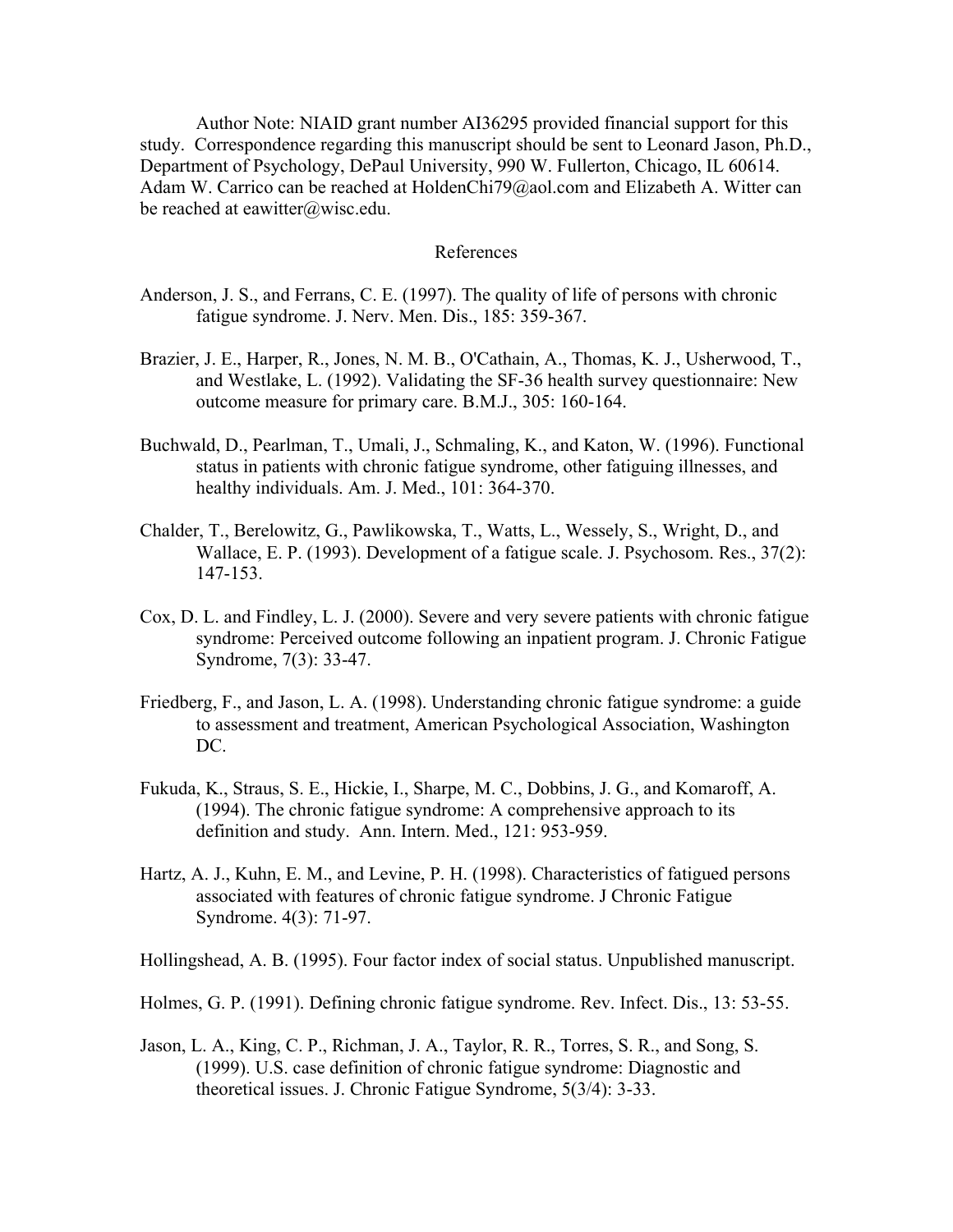Author Note: NIAID grant number AI36295 provided financial support for this study. Correspondence regarding this manuscript should be sent to Leonard Jason, Ph.D., Department of Psychology, DePaul University, 990 W. Fullerton, Chicago, IL 60614. Adam W. Carrico can be reached at HoldenChi79@aol.com and Elizabeth A. Witter can be reached at eawitter@wisc.edu.

## References

Anderson, J. S., and Ferrans, C. E. (1997). The quality of life of persons with chronic fatigue syndrome. J. Nerv. Men. Dis., 185: 359-367.

Brazier, J. E., Harper, R., Jones, N. M. B., O'Cathain, A., Thomas, K. J., Usherwood, T., and Westlake, L. (1992). Validating the SF-36 health survey questionnaire: New outcome measure for primary care. B.M.J., 305: 160-164.

Buchwald, D., Pearlman, T., Umali, J., Schmaling, K., and Katon, W. (1996). Functional status in patients with chronic fatigue syndrome, other fatiguing illnesses, and healthy individuals. Am. J. Med., 101: 364-370.

Chalder, T., Berelowitz, G., Pawlikowska, T., Watts, L., Wessely, S., Wright, D., and Wallace, E. P. (1993). Development of a fatigue scale. J. Psychosom. Res., 37(2): 147-153.

Cox, D. L. and Findley, L. J. (2000). Severe and very severe patients with chronic fatigue syndrome: Perceived outcome following an inpatient program. J. Chronic Fatigue Syndrome, 7(3): 33-47.

Friedberg, F., and Jason, L. A. (1998). Understanding chronic fatigue syndrome: a guide to assessment and treatment, American Psychological Association, Washington DC.

Fukuda, K., Straus, S. E., Hickie, I., Sharpe, M. C., Dobbins, J. G., and Komaroff, A. (1994). The chronic fatigue syndrome: A comprehensive approach to its definition and study. Ann. Intern. Med., 121: 953-959.

Hartz, A. J., Kuhn, E. M., and Levine, P. H. (1998). Characteristics of fatigued persons associated with features of chronic fatigue syndrome. J Chronic Fatigue Syndrome. 4(3): 71-97.

Hollingshead, A. B. (1995). Four factor index of social status. Unpublished manuscript.

Holmes, G. P. (1991). Defining chronic fatigue syndrome. Rev. Infect. Dis., 13: 53-55.

Jason, L. A., King, C. P., Richman, J. A., Taylor, R. R., Torres, S. R., and Song, S. (1999). U.S. case definition of chronic fatigue syndrome: Diagnostic and theoretical issues. J. Chronic Fatigue Syndrome, 5(3/4): 3-33.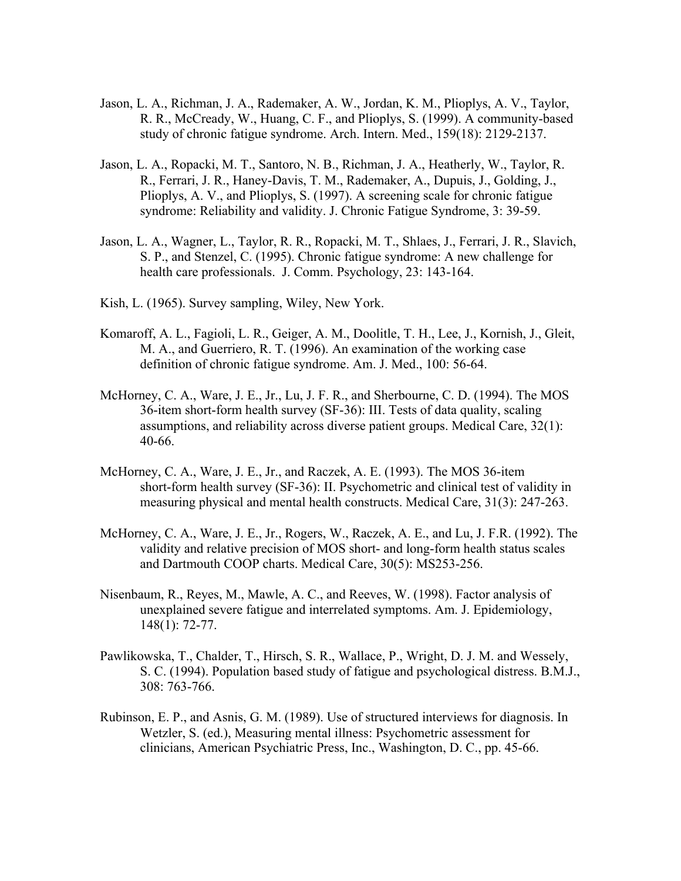Jason, L. A., Richman, J. A., Rademaker, A. W., Jordan, K. M., Plioplys, A. V., Taylor, R. R., McCready, W., Huang, C. F., and Plioplys, S. (1999). A community-based study of chronic fatigue syndrome. Arch. Intern. Med., 159(18): 2129-2137.

Jason, L. A., Ropacki, M. T., Santoro, N. B., Richman, J. A., Heatherly, W., Taylor, R. R., Ferrari, J. R., Haney-Davis, T. M., Rademaker, A., Dupuis, J., Golding, J., Plioplys, A. V., and Plioplys, S. (1997). A screening scale for chronic fatigue syndrome: Reliability and validity. J. Chronic Fatigue Syndrome, 3: 39-59.

Jason, L. A., Wagner, L., Taylor, R. R., Ropacki, M. T., Shlaes, J., Ferrari, J. R., Slavich, S. P., and Stenzel, C. (1995). Chronic fatigue syndrome: A new challenge for health care professionals. J. Comm. Psychology, 23: 143-164.

Kish, L. (1965). Survey sampling, Wiley, New York.

Komaroff, A. L., Fagioli, L. R., Geiger, A. M., Doolitle, T. H., Lee, J., Kornish, J., Gleit, M. A., and Guerriero, R. T. (1996). An examination of the working case definition of chronic fatigue syndrome. Am. J. Med., 100: 56-64.

McHorney, C. A., Ware, J. E., Jr., Lu, J. F. R., and Sherbourne, C. D. (1994). The MOS 36-item short-form health survey (SF-36): III. Tests of data quality, scaling assumptions, and reliability across diverse patient groups. Medical Care, 32(1): 40-66.

McHorney, C. A., Ware, J. E., Jr., and Raczek, A. E. (1993). The MOS 36-item short-form health survey (SF-36): II. Psychometric and clinical test of validity in measuring physical and mental health constructs. Medical Care, 31(3): 247-263.

McHorney, C. A., Ware, J. E., Jr., Rogers, W., Raczek, A. E., and Lu, J. F.R. (1992). The validity and relative precision of MOS short- and long-form health status scales and Dartmouth COOP charts. Medical Care, 30(5): MS253-256.

Nisenbaum, R., Reyes, M., Mawle, A. C., and Reeves, W. (1998). Factor analysis of unexplained severe fatigue and interrelated symptoms. Am. J. Epidemiology, 148(1): 72-77.

Pawlikowska, T., Chalder, T., Hirsch, S. R., Wallace, P., Wright, D. J. M. and Wessely, S. C. (1994). Population based study of fatigue and psychological distress. B.M.J., 308: 763-766.

Rubinson, E. P., and Asnis, G. M. (1989). Use of structured interviews for diagnosis. In Wetzler, S. (ed.), Measuring mental illness: Psychometric assessment for clinicians, American Psychiatric Press, Inc., Washington, D. C., pp. 45-66.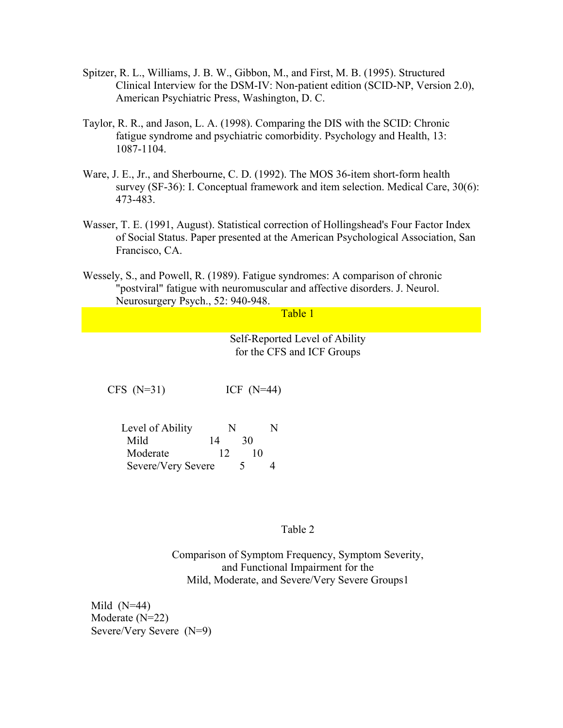Spitzer, R. L., Williams, J. B. W., Gibbon, M., and First, M. B. (1995). Structured Clinical Interview for the DSM-IV: Non-patient edition (SCID-NP, Version 2.0), American Psychiatric Press, Washington, D. C.

Taylor, R. R., and Jason, L. A. (1998). Comparing the DIS with the SCID: Chronic fatigue syndrome and psychiatric comorbidity. Psychology and Health, 13: 1087-1104.

Ware, J. E., Jr., and Sherbourne, C. D. (1992). The MOS 36-item short-form health survey (SF-36): I. Conceptual framework and item selection. Medical Care, 30(6): 473-483.

Wasser, T. E. (1991, August). Statistical correction of Hollingshead's Four Factor Index of Social Status. Paper presented at the American Psychological Association, San Francisco, CA.

Wessely, S., and Powell, R. (1989). Fatigue syndromes: A comparison of chronic "postviral" fatigue with neuromuscular and affective disorders. J. Neurol. Neurosurgery Psych., 52: 940-948.

Table 1

Self-Reported Level of Ability for the CFS and ICF Groups

| | CFS (N=31) | ICF (N=44) |
|---|---|---|
| Level of Ability | N | N |
| Mild | 14 | 30 |
| Moderate | 12 | 10 |
| Severe/Very Severe | 5 | 4 |

Table 2

Comparison of Symptom Frequency, Symptom Severity, and Functional Impairment for the Mild, Moderate, and Severe/Very Severe Groups1

Mild (N=44)
Moderate (N=22)
Severe/Very Severe (N=9)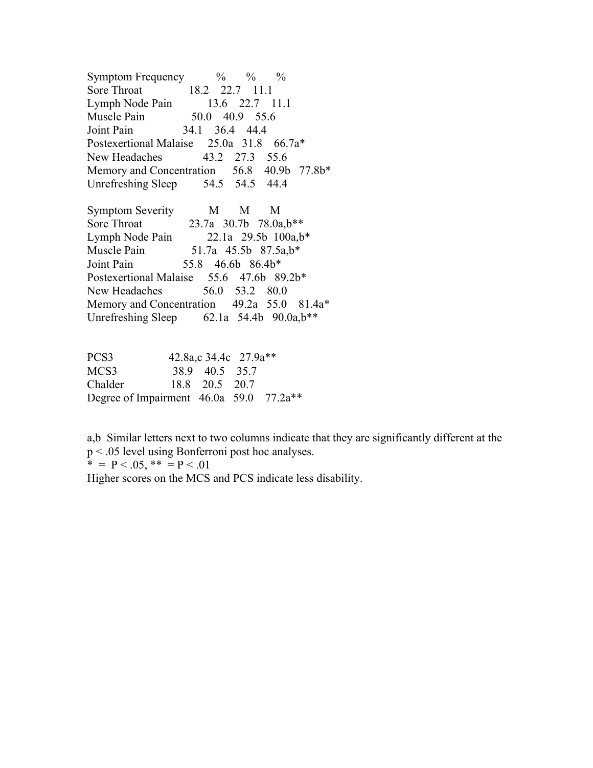| | | | |
|---|---|---|---|
| Symptom Frequency | % | % | % |
| Sore Throat | 18.2 | 22.7 | 11.1 |
| Lymph Node Pain | 13.6 | 22.7 | 11.1 |
| Muscle Pain | 50.0 | 40.9 | 55.6 |
| Joint Pain | 34.1 | 36.4 | 44.4 |
| Postexertional Malaise | 25.0a | 31.8 | 66.7a* |
| New Headaches | 43.2 | 27.3 | 55.6 |
| Memory and Concentration | 56.8 | 40.9b | 77.8b* |
| Unrefreshing Sleep | 54.5 | 54.5 | 44.4 |
| | | | |
| Symptom Severity | M | M | M |
| Sore Throat | 23.7a | 30.7b | 78.0a,b** |
| Lymph Node Pain | 22.1a | 29.5b | 100a,b* |
| Muscle Pain | 51.7a | 45.5b | 87.5a,b* |
| Joint Pain | 55.8 | 46.6b | 86.4b* |
| Postexertional Malaise | 55.6 | 47.6b | 89.2b* |
| New Headaches | 56.0 | 53.2 | 80.0 |
| Memory and Concentration | 49.2a | 55.0 | 81.4a* |
| Unrefreshing Sleep | 62.1a | 54.4b | 90.0a,b** |
| | | | |
| PCS3 | 42.8a,c | 34.4c | 27.9a** |
| MCS3 | 38.9 | 40.5 | 35.7 |
| Chalder | 18.8 | 20.5 | 20.7 |
| Degree of Impairment | 46.0a | 59.0 | 77.2a** |

a,b Similar letters next to two columns indicate that they are significantly different at the $p < .05$ level using Bonferroni post hoc analyses.
* = $P < .05$, ** = $P < .01$
Higher scores on the MCS and PCS indicate less disability.